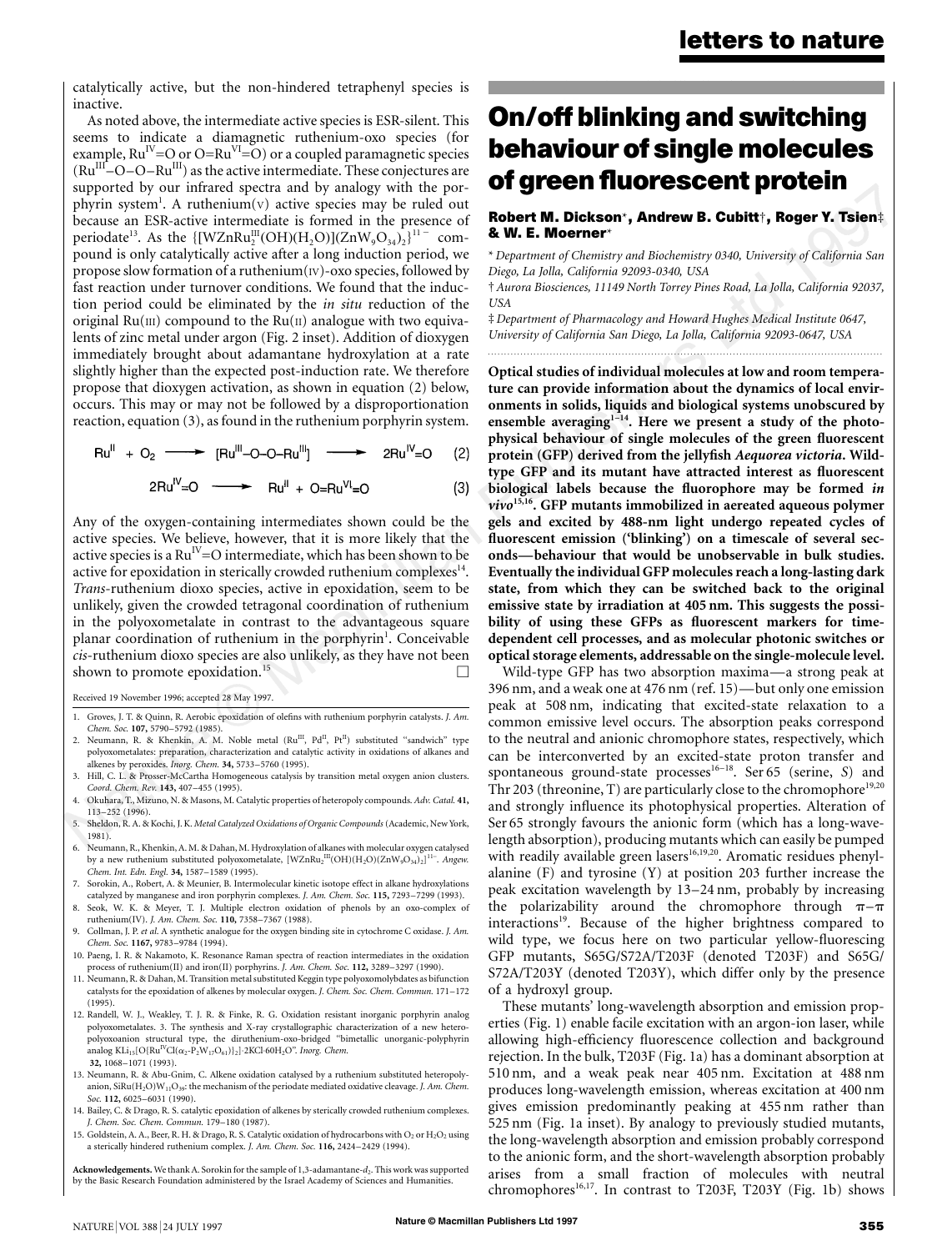catalytically active, but the non-hindered tetraphenyl species is inactive.

As noted above, the intermediate active species is ESR-silent. This seems to indicate a diamagnetic ruthenium-oxo species (for example, $Ru^{IV}{=}O$ or $O{=}Ru^{VI}{=}O$) or a coupled paramagnetic species ($Ru^{III}{-}O{-}O{-}Ru^{III}$) as the active intermediate. These conjectures are supported by our infrared spectra and by analogy with the porphyrin system[1]. A ruthenium(V) active species may be ruled out because an ESR-active intermediate is formed in the presence of periodate[13]. As the $\{[WZnRu_2^{III}(OH)(H_2O)](ZnW_9O_{34})_2\}^{11-}$ compound is only catalytically active after a long induction period, we propose slow formation of a ruthenium(IV)-oxo species, followed by fast reaction under turnover conditions. We found that the induction period could be eliminated by the *in situ* reduction of the original Ru(III) compound to the Ru(II) analogue with two equivalents of zinc metal under argon (Fig. 2 inset). Addition of dioxygen immediately brought about adamantane hydroxylation at a rate slightly higher than the expected post-induction rate. We therefore propose that dioxygen activation, as shown in equation (2) below, occurs. This may or may not be followed by a disproportionation reaction, equation (3), as found in the ruthenium porphyrin system.

$$Ru^{II} + O_2 \longrightarrow [Ru^{III}{-}O{-}O{-}Ru^{III}] \longrightarrow 2Ru^{IV}{=}O \quad (2)$$

$$2Ru^{IV}{=}O \longrightarrow Ru^{II} + O{=}Ru^{VI}{=}O \quad (3)$$

Any of the oxygen-containing intermediates shown could be the active species. We believe, however, that it is more likely that the active species is a $Ru^{IV}{=}O$ intermediate, which has been shown to be active for epoxidation in sterically crowded ruthenium complexes[14]. *Trans*-ruthenium dioxo species, active in epoxidation, seem to be unlikely, given the crowded tetragonal coordination of ruthenium in the polyoxometalate in contrast to the advantageous square planar coordination of ruthenium in the porphyrin[1]. Conceivable *cis*-ruthenium dioxo species are also unlikely, as they have not been shown to promote epoxidation.[15] □

Received 19 November 1996; accepted 28 May 1997.

1. Groves, J. T. & Quinn, R. Aerobic epoxidation of olefins with ruthenium porphyrin catalysts. *J. Am. Chem. Soc.* **107**, 5790–5792 (1985).
2. Neumann, R. & Khenkin, A. M. Noble metal ($Ru^{III}$, $Pd^{II}$, $Pt^{II}$) substituted "sandwich" type polyoxometalates: preparation, characterization and catalytic activity in oxidations of alkanes and alkenes by peroxides. *Inorg. Chem.* **34**, 5733–5760 (1995).
3. Hill, C. L. & Prosser-McCartha Homogeneous catalysis by transition metal oxygen anion clusters. *Coord. Chem. Rev.* **143**, 407–455 (1995).
4. Okuhara, T., Mizuno, N. & Masons, M. Catalytic properties of heteropoly compounds. *Adv. Catal.* **41**, 113–252 (1996).
5. Sheldon, R. A. & Kochi, J. K. *Metal Catalyzed Oxidations of Organic Compounds* (Academic, New York, 1981).
6. Neumann, R., Khenkin, A. M. & Dahan, M. Hydroxylation of alkanes with molecular oxygen catalysed by a new ruthenium substituted polyoxometalate, $[WZnRu_2^{III}(OH)(H_2O)(ZnW_9O_{34})_2]^{11-}$. *Angew. Chem. Int. Edn. Engl.* **34**, 1587–1589 (1995).
7. Sorokin, A., Robert, A. & Meunier, B. Intermolecular kinetic isotope effect in alkane hydroxylations catalyzed by manganese and iron porphyrin complexes. *J. Am. Chem. Soc.* **115**, 7293–7299 (1993).
8. Seok, W. K. & Meyer, T. J. Multiple electron oxidation of phenols by an oxo-complex of ruthenium(IV). *J. Am. Chem. Soc.* **110**, 7358–7367 (1988).
9. Collman, J. P. *et al.* A synthetic analogue for the oxygen binding site in cytochrome C oxidase. *J. Am. Chem. Soc.* **1167**, 9783–9784 (1994).
10. Paeng, I. R. & Nakamoto, K. Resonance Raman spectra of reaction intermediates in the oxidation process of ruthenium(II) and iron(II) porphyrins. *J. Am. Chem. Soc.* **112**, 3289–3297 (1990).
11. Neumann, R. & Dahan, M. Transition metal substituted Keggin type polyoxomolybdates as bifunction catalysts for the epoxidation of alkenes by molecular oxygen. *J. Chem. Soc. Chem. Commun.* 171–172 (1995).
12. Randell, W. J., Weakley, T. J. R. & Finke, R. G. Oxidation resistant inorganic porphyrin analog polyoxometalates. 3. The synthesis and X-ray crystallographic characterization of a new heteropolyoxoanion structural type, the diruthenium-oxo-bridged "bimetallic unorganic-polyphyrin analog $KL_{15}[O\{Ru^{IV}Cl(\alpha_2{-}P_2W_{17}O_{61})\}_2]\cdot 2KCl\cdot 60H_2O$". *Inorg. Chem.* **32**, 1068–1071 (1993).
13. Neumann, R. & Abu-Gnim, C. Alkene oxidation catalysed by a ruthenium substituted heteropolyanion, $SiRu(H_2O)W_{11}O_{39}$: the mechanism of the periodate mediated oxidative cleavage. *J. Am. Chem. Soc.* **112**, 6025–6031 (1990).
14. Bailey, C. & Drago, R. S. catalytic epoxidation of alkenes by sterically crowded ruthenium complexes. *J. Chem. Soc. Chem. Commun.* 179–180 (1987).
15. Goldstein, A. A., Beer, R. H. & Drago, R. S. Catalytic oxidation of hydrocarbons with $O_2$ or $H_2O_2$ using a sterically hindered ruthenium complex. *J. Am. Chem. Soc.* **116**, 2424–2429 (1994).

**Acknowledgements.** We thank A. Sorokin for the sample of 1,3-adamantane-$d_2$. This work was supported by the Basic Research Foundation administered by the Israel Academy of Sciences and Humanities.

# On/off blinking and switching behaviour of single molecules of green fluorescent protein

**Robert M. Dickson\*, Andrew B. Cubitt†, Roger Y. Tsien‡ & W. E. Moerner\***

\* Department of Chemistry and Biochemistry 0340, University of California San Diego, La Jolla, California 92093-0340, USA

† Aurora Biosciences, 11149 North Torrey Pines Road, La Jolla, California 92037, USA

‡ Department of Pharmacology and Howard Hughes Medical Institute 0647, University of California San Diego, La Jolla, California 92093-0647, USA

**Optical studies of individual molecules at low and room temperature can provide information about the dynamics of local environments in solids, liquids and biological systems unobscured by ensemble averaging[1–14]. Here we present a study of the photophysical behaviour of single molecules of the green fluorescent protein (GFP) derived from the jellyfish *Aequorea victoria*. Wild-type GFP and its mutant have attracted interest as fluorescent biological labels because the fluorophore may be formed *in vivo*[15,16]. GFP mutants immobilized in aereated aqueous polymer gels and excited by 488-nm light undergo repeated cycles of fluorescent emission ('blinking') on a timescale of several seconds—behaviour that would be unobservable in bulk studies. Eventually the individual GFP molecules reach a long-lasting dark state, from which they can be switched back to the original emissive state by irradiation at 405 nm. This suggests the possibility of using these GFPs as fluorescent markers for time-dependent cell processes, and as molecular photonic switches or optical storage elements, addressable on the single-molecule level.**

Wild-type GFP has two absorption maxima—a strong peak at 396 nm, and a weak one at 476 nm (ref. 15)—but only one emission peak at 508 nm, indicating that excited-state relaxation to a common emissive level occurs. The absorption peaks correspond to the neutral and anionic chromophore states, respectively, which can be interconverted by an excited-state proton transfer and spontaneous ground-state processes[16–18]. Ser 65 (serine, S) and Thr 203 (threonine, T) are particularly close to the chromophore[19,20] and strongly influence its photophysical properties. Alteration of Ser 65 strongly favours the anionic form (which has a long-wavelength absorption), producing mutants which can easily be pumped with readily available green lasers[16,19,20]. Aromatic residues phenylalanine (F) and tyrosine (Y) at position 203 further increase the peak excitation wavelength by 13–24 nm, probably by increasing the polarizability around the chromophore through $\pi$–$\pi$ interactions[19]. Because of the higher brightness compared to wild type, we focus here on two particular yellow-fluorescing GFP mutants, S65G/S72A/T203F (denoted T203F) and S65G/S72A/T203Y (denoted T203Y), which differ only by the presence of a hydroxyl group.

These mutants' long-wavelength absorption and emission properties (Fig. 1) enable facile excitation with an argon-ion laser, while allowing high-efficiency fluorescence collection and background rejection. In the bulk, T203F (Fig. 1a) has a dominant absorption at 510 nm, and a weak peak near 405 nm. Excitation at 488 nm produces long-wavelength emission, whereas excitation at 400 nm gives emission predominantly peaking at 455 nm rather than 525 nm (Fig. 1a inset). By analogy to previously studied mutants, the long-wavelength absorption and emission probably correspond to the anionic form, and the short-wavelength absorption probably arises from a small fraction of molecules with neutral chromophores[16,17]. In contrast to T203F, T203Y (Fig. 1b) shows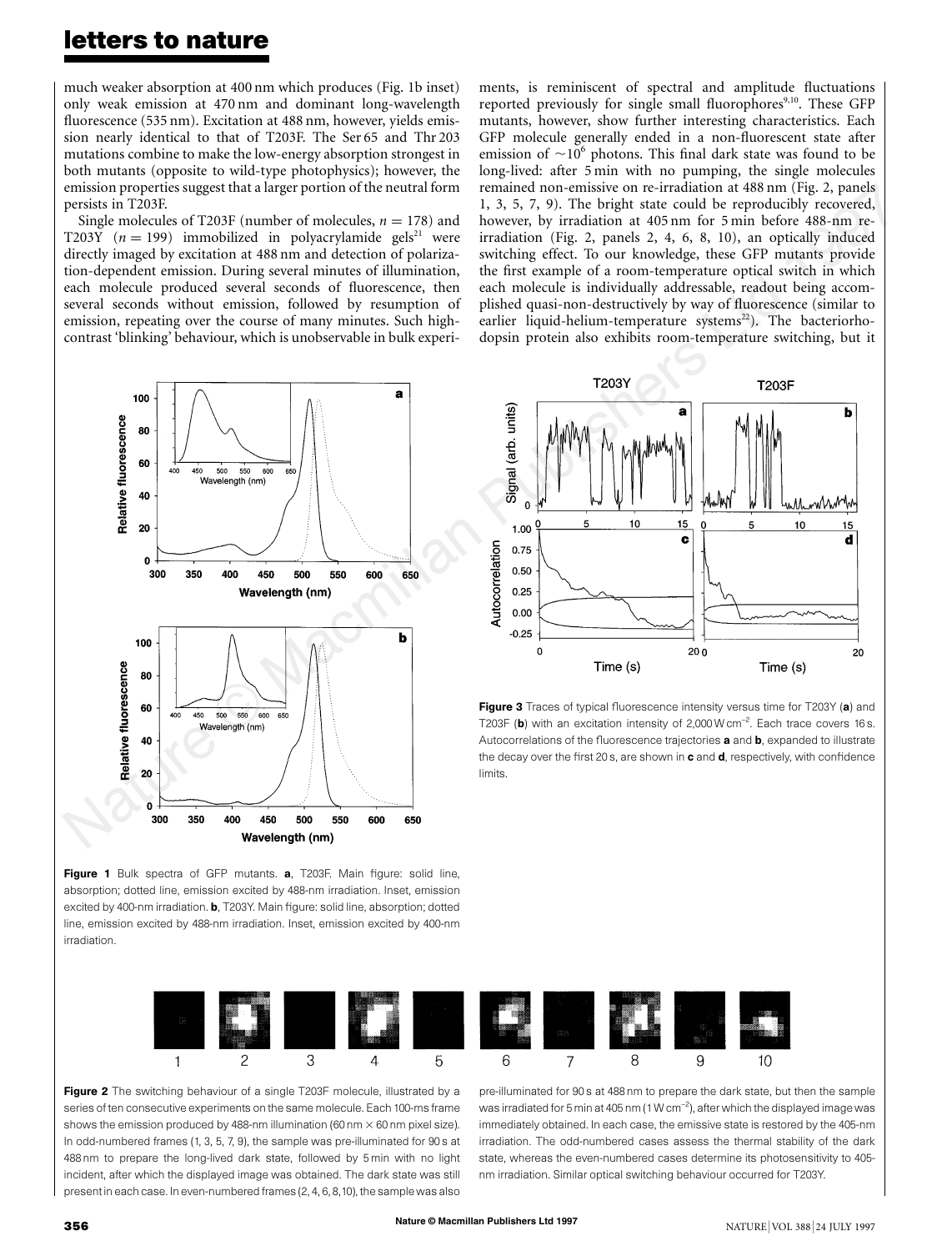much weaker absorption at 400 nm which produces (Fig. 1b inset) only weak emission at 470 nm and dominant long-wavelength fluorescence (535 nm). Excitation at 488 nm, however, yields emission nearly identical to that of T203F. The Ser 65 and Thr 203 mutations combine to make the low-energy absorption strongest in both mutants (opposite to wild-type photophysics); however, the emission properties suggest that a larger portion of the neutral form persists in T203F.

Single molecules of T203F (number of molecules, $n = 178$) and T203Y ($n = 199$) immobilized in polyacrylamide gels[21] were directly imaged by excitation at 488 nm and detection of polarization-dependent emission. During several minutes of illumination, each molecule produced several seconds of fluorescence, then several seconds without emission, followed by resumption of emission, repeating over the course of many minutes. Such high-contrast 'blinking' behaviour, which is unobservable in bulk experiments, is reminiscent of spectral and amplitude fluctuations reported previously for single small fluorophores[9,10]. These GFP mutants, however, show further interesting characteristics. Each GFP molecule generally ended in a non-fluorescent state after emission of $\sim 10^6$ photons. This final dark state was found to be long-lived: after 5 min with no pumping, the single molecules remained non-emissive on re-irradiation at 488 nm (Fig. 2, panels 1, 3, 5, 7, 9). The bright state could be reproducibly recovered, however, by irradiation at 405 nm for 5 min before 488-nm re-irradiation (Fig. 2, panels 2, 4, 6, 8, 10), an optically induced switching effect. To our knowledge, these GFP mutants provide the first example of a room-temperature optical switch in which each molecule is individually addressable, readout being accomplished quasi-non-destructively by way of fluorescence (similar to earlier liquid-helium-temperature systems[22]). The bacteriorhodopsin protein also exhibits room-temperature switching, but it

**Figure 1** Bulk spectra of GFP mutants. **a**, T203F. Main figure: solid line, absorption; dotted line, emission excited by 488-nm irradiation. Inset, emission excited by 400-nm irradiation. **b**, T203Y. Main figure: solid line, absorption; dotted line, emission excited by 488-nm irradiation. Inset, emission excited by 400-nm irradiation.

**Figure 3** Traces of typical fluorescence intensity versus time for T203Y (**a**) and T203F (**b**) with an excitation intensity of 2,000 W cm$^{-2}$. Each trace covers 16 s. Autocorrelations of the fluorescence trajectories **a** and **b**, expanded to illustrate the decay over the first 20 s, are shown in **c** and **d**, respectively, with confidence limits.

**Figure 2** The switching behaviour of a single T203F molecule, illustrated by a series of ten consecutive experiments on the same molecule. Each 100-ms frame shows the emission produced by 488-nm illumination (60 nm × 60 nm pixel size). In odd-numbered frames (1, 3, 5, 7, 9), the sample was pre-illuminated for 90 s at 488 nm to prepare the long-lived dark state, followed by 5 min with no light incident, after which the displayed image was obtained. The dark state was still present in each case. In even-numbered frames (2, 4, 6, 8, 10), the sample was also pre-illuminated for 90 s at 488 nm to prepare the dark state, but then the sample was irradiated for 5 min at 405 nm (1 W cm$^{-2}$), after which the displayed image was immediately obtained. In each case, the emissive state is restored by the 405-nm irradiation. The odd-numbered cases assess the thermal stability of the dark state, whereas the even-numbered cases determine its photosensitivity to 405-nm irradiation. Similar optical switching behaviour occurred for T203Y.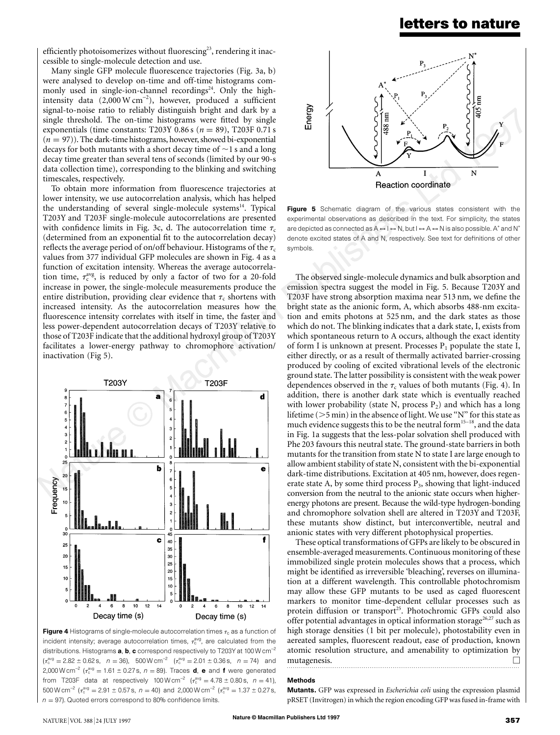efficiently photoisomerizes without fluorescing[23], rendering it inaccessible to single-molecule detection and use.

Many single GFP molecule fluorescence trajectories (Fig. 3a, b) were analysed to develop on-time and off-time histograms commonly used in single-ion-channel recordings[24]. Only the high-intensity data (2,000 W cm$^{-2}$), however, produced a sufficient signal-to-noise ratio to reliably distinguish bright and dark by a single threshold. The on-time histograms were fitted by single exponentials (time constants: T203Y 0.86 s ($n = 89$), T203F 0.71 s ($n = 97$)). The dark-time histograms, however, showed bi-exponential decays for both mutants with a short decay time of ~1 s and a long decay time greater than several tens of seconds (limited by our 90-s data collection time), corresponding to the blinking and switching timescales, respectively.

To obtain more information from fluorescence trajectories at lower intensity, we use autocorrelation analysis, which has helped the understanding of several single-molecule systems[14]. Typical T203Y and T203F single-molecule autocorrelations are presented with confidence limits in Fig. 3c, d. The autocorrelation time $\tau_c$ (determined from an exponential fit to the autocorrelation decay) reflects the average period of on/off behaviour. Histograms of the $\tau_c$ values from 377 individual GFP molecules are shown in Fig. 4 as a function of excitation intensity. Whereas the average autocorrelation time, $\tau_c^{avg}$, is reduced by only a factor of two for a 20-fold increase in power, the single-molecule measurements produce the entire distribution, providing clear evidence that $\tau_c$ shortens with increased intensity. As the autocorrelation measures how the fluorescence intensity correlates with itself in time, the faster and less power-dependent autocorrelation decays of T203Y relative to those of T203F indicate that the additional hydroxyl group of T203Y facilitates a lower-energy pathway to chromophore activation/inactivation (Fig 5).

**Figure 4** Histograms of single-molecule autocorrelation times $\tau_c$ as a function of incident intensity; average autocorrelation times, $\tau_c^{avg}$, are calculated from the distributions. Histograms **a**, **b**, **c** correspond respectively to T203Y at 100 W cm$^{-2}$ ($\tau_c^{avg} = 2.82 \pm 0.62$ s, $n = 36$), 500 W cm$^{-2}$ ($\tau_c^{avg} = 2.01 \pm 0.36$ s, $n = 74$) and 2,000 W cm$^{-2}$ ($\tau_c^{avg} = 1.61 \pm 0.27$ s, $n = 89$). Traces **d**, **e** and **f** were generated from T203F data at respectively 100 W cm$^{-2}$ ($\tau_c^{avg} = 4.78 \pm 0.80$ s, $n = 41$), 500 W cm$^{-2}$ ($\tau_c^{avg} = 2.91 \pm 0.57$ s, $n = 40$) and 2,000 W cm$^{-2}$ ($\tau_c^{avg} = 1.37 \pm 0.27$ s, $n = 97$). Quoted errors correspond to 80% confidence limits.

**Figure 5** Schematic diagram of the various states consistent with the experimental observations as described in the text. For simplicity, the states are depicted as connected as A ↔ I ↔ N, but I ↔ A ↔ N is also possible. A* and N* denote excited states of A and N, respectively. See text for definitions of other symbols.

The observed single-molecule dynamics and bulk absorption and emission spectra suggest the model in Fig. 5. Because T203Y and T203F have strong absorption maxima near 513 nm, we define the bright state as the anionic form, A, which absorbs 488-nm excitation and emits photons at 525 nm, and the dark states as those which do not. The blinking indicates that a dark state, I, exists from which spontaneous return to A occurs, although the exact identity of form I is unknown at present. Processes $P_1$ populate the state I, either directly, or as a result of thermally activated barrier-crossing produced by cooling of excited vibrational levels of the electronic ground state. The latter possibility is consistent with the weak power dependences observed in the $\tau_c$ values of both mutants (Fig. 4). In addition, there is another dark state which is eventually reached with lower probability (state N, process $P_2$) and which has a long lifetime (>5 min) in the absence of light. We use "N" for this state as much evidence suggests this to be the neutral form[15–18], and the data in Fig. 1a suggests that the less-polar solvation shell produced with Phe 203 favours this neutral state. The ground-state barriers in both mutants for the transition from state N to state I are large enough to allow ambient stability of state N, consistent with the bi-exponential dark-time distributions. Excitation at 405 nm, however, does regenerate state A, by some third process $P_3$, showing that light-induced conversion from the neutral to the anionic state occurs when higher-energy photons are present. Because the wild-type hydrogen-bonding and chromophore solvation shell are altered in T203Y and T203F, these mutants show distinct, but interconvertible, neutral and anionic states with very different photophysical properties.

These optical transformations of GFPs are likely to be obscured in ensemble-averaged measurements. Continuous monitoring of these immobilized single protein molecules shows that a process, which might be identified as irreversible 'bleaching', reverses on illumination at a different wavelength. This controllable photochromism may allow these GFP mutants to be used as caged fluorescent markers to monitor time-dependent cellular processes such as protein diffusion or transport[25]. Photochromic GFPs could also offer potential advantages in optical information storage[26,27] such as high storage densities (1 bit per molecule), photostability even in aerated samples, fluorescent readout, ease of production, known atomic resolution structure, and amenability to optimization by mutagenesis. □

## Methods

**Mutants.** GFP was expressed in *Escherichia coli* using the expression plasmid pRSET (Invitrogen) in which the region encoding GFP was fused in-frame with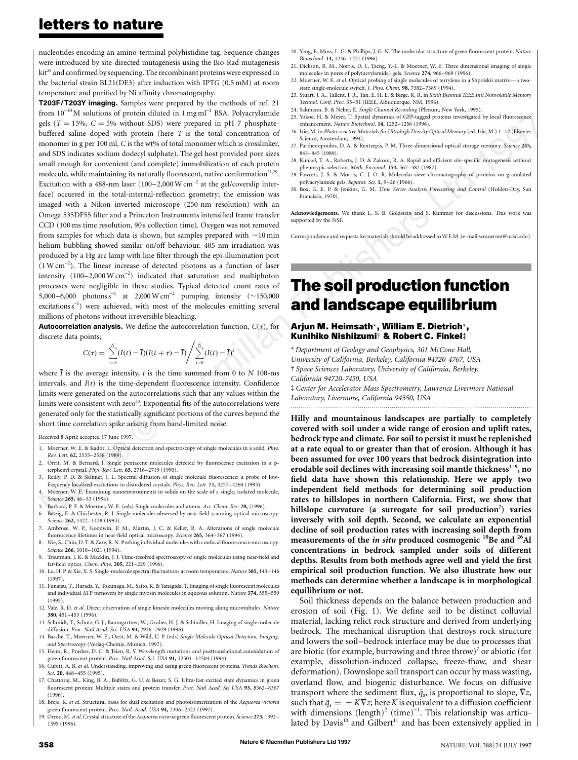nucleotides encoding an amino-terminal polyhistidine tag. Sequence changes were introduced by site-directed mutagenesis using the Bio-Rad mutagenesis kit[28] and confirmed by sequencing. The recombinant proteins were expressed in the bacterial strain BL21(DE3) after induction with IPTG (0.5 mM) at room temperature and purified by Ni affinity chromatography.

**T203F/T203Y imaging.** Samples were prepared by the methods of ref. 21 from $10^{-10}$ M solutions of protein diluted in 1 mg ml$^{-1}$ BSA. Polyacrylamide gels ($T = 15\%$, $C = 5\%$ without SDS) were prepared in pH 7 phosphate-buffered saline doped with protein (here $T$ is the total concentration of monomer in g per 100 ml, $C$ is the wt% of total monomer which is crosslinker, and SDS indicates sodium dodecyl sulphate). The gel host provided pore sizes small enough for convenient (and complete) immobilization of each protein molecule, while maintaining its naturally fluorescent, native conformation[21,29]. Excitation with a 488-nm laser (100–2,000 W cm$^{-2}$ at the gel/coverslip interface) occurred in the total-internal-reflection geometry; the emission was imaged with a Nikon inverted microscope (250-nm resolution) with an Omega 535DF55 filter and a Princeton Instruments intensified frame transfer CCD (100 ms time resolution, 90 s collection time). Oxygen was not removed from samples for which data is shown, but samples prepared with ~10 min helium bubbling showed similar on/off behaviour. 405-nm irradiation was produced by a Hg arc lamp with line filter through the epi-illumination port (1 W cm$^{-2}$). The linear increase of detected photons as a function of laser intensity (100–2,000 W cm$^{-2}$) indicated that saturation and multiphoton processes were negligible in these studies. Typical detected count rates of 5,000–6,000 photons s$^{-1}$ at 2,000 W cm$^{-2}$ pumping intensity (~150,000 excitations s$^{-1}$) were achieved, with most of the molecules emitting several millions of photons without irreversible bleaching.

**Autocorrelation analysis.** We define the autocorrelation function, $C(\tau)$, for discrete data points;

$$C(\tau) = \sum_{t=0}^{N}(I(t) - \bar{I})(I(t+\tau) - \bar{I}) \Bigg/ \sum_{t=0}^{N}(I(t) - \bar{I})^2$$

where $\bar{I}$ is the average intensity, $t$ is the time summed from 0 to $N$ 100-ms intervals, and $I(t)$ is the time-dependent fluorescence intensity. Confidence limits were generated on the autocorrelations such that any values within the limits were consistent with zero[30]. Exponential fits of the autocorrelations were generated only for the statistically significant portions of the curves beyond the short time correlation spike arising from band-limited noise.

Received 8 April; accepted 17 June 1997.

1. Moerner, W. E. & Kador, L. Optical detection and spectroscopy of single molecules in a solid. *Phys. Rev. Lett.* **62,** 2535–2538 (1989).
2. Orrit, M. & Bernard, J. Single pentacene molecules detected by fluorescence excitation in a p-terphenyl crystal. *Phys. Rev. Lett.* **65,** 2716–2719 (1990).
3. Reilly, P. D. & Skinner, J. L. Spectral diffusion of single molecule fluorescence: a probe of low-frequency localized excitations in disordered crystals. *Phys. Rev. Lett.* **71,** 4257–4260 (1993).
4. Moerner, W. E. Examining nanoenvironments in solids on the scale of a single, isolated molecule. *Science* **265,** 46–53 (1994).
5. Barbara, P. F. & Moerner, W. E. (eds) Single molecules and atoms. *Acc. Chem. Res.* **29,** (1996).
6. Betzig, E. & Chichester, R. J. Single molecules observed by near-field scanning optical microscopy. *Science* **262,** 1422–1428 (1993).
7. Ambrose, W. P., Goodwin, P. M., Martin, J. C. & Keller, R. A. Alterations of single molecule fluorescence lifetimes in near-field optical microscopy. *Science* **265,** 364–367 (1994).
8. Nie, S., Chiu, D. T. & Zare, R. N. Probing individual molecules with confocal fluorescence microscopy. *Science* **266,** 1018–1021 (1994).
9. Trautman, J. K. & Macklin, J. J. Time-resolved spectroscopy of single molecules using near-field and far-field optics. *Chem. Phys.* **205,** 221–229 (1996).
10. Lu, H. P. & Xie, X. S. Single-molecule spectral fluctuations at room temperature. *Nature* **385,** 143–146 (1997).
11. Funatsu, T., Harada, Y., Tokunaga, M., Saito, K. & Yanagida, T. Imaging of single fluorescent molecules and individual ATP turnovers by single myosin molecules in aqueous solution. *Nature* **374,** 555–559 (1995).
12. Vale, R. D. *et al.* Direct observation of single kinesin molecules moving along microtubules. *Nature* **380,** 451–453 (1996).
13. Schmidt, T., Schutz, G. J., Baumgartner, W., Gruber, H. J. & Schindler, H. Imaging of single molecule diffusion. *Proc. Natl Acad. Sci. USA* **93,** 2926–2929 (1996).
14. Basché, T., Moerner, W. E., Orrit, M. & Wild, U. P. (eds) *Single Molecule Optical Detection, Imaging, and Spectroscopy* (Verlag-Chemie, Munich, 1997).
15. Heim, R., Prasher, D. C. & Tsien, R. Y. Wavelength mutations and posttranslational autoxidation of green fluorescent protein. *Proc. Natl Acad. Sci. USA* **91,** 12501–12504 (1994).
16. Cubitt, A. B. *et al.* Understanding, improving and using green fluorescent proteins. *Trends Biochem. Sci.* **20,** 448–455 (1995).
17. Chattoraj, M., King, B. A., Bublitz, G. U. & Boxer, S. G. Ultra-fast excited state dynamics in green fluorescent protein: Multiple states and proton transfer. *Proc. Natl Acad. Sci USA* **93,** 8362–8367 (1996).
18. Brejc, K. *et al.* Structural basis for dual excitation and photoisomerization of the *Aequorea victoria* green fluorescent protein. *Proc. Natl. Acad. Sci. USA* **94,** 2306–2322 (1997).
19. Ormo, M. *et al.* Crystal structure of the *Aequorea victoria* green fluorescent protein. *Science* **273,** 1392–1395 (1996).
20. Yang, F., Moss, L. G. & Phillips, J. G. N. The molecular structure of green fluorescent protein. *Nature Biotechnol.* **14,** 1246–1251 (1996).
21. Dickson, R. M., Norris, D. J., Tzeng, Y.-L. & Moerner, W. E. Three dimensional imaging of single molecules in pores of poly(acrylamide) gels. *Science* **274,** 966–969 (1996).
22. Moerner, W. E. *et al.* Optical probing of single molecules of terrylene in a Shpolskii matrix—a two-state single-molecule switch. *J. Phys. Chem.* **98,** 7382–7389 (1994).
23. Stuart, J. A., Tallent, J. R., Tan, E. H. L. & Birge, R. R. in *Sixth Biennial IEEE Intl Nonvolatile Memory Technol. Conf. Proc.* 35–51 (IEEE, Albuquerque, NM, 1996).
24. Sakmann, B. & Neher, E. *Single Channel Recording* (Plenum, New York, 1995).
25. Yokoe, H. & Meyer, T. Spatial dynamics of GFP-tagged proteins investigated by local fluorescence enhancement. *Nature Biotechnol.* **14,** 1252–1256 (1996).
26. Irie, M. in *Photo-reactive Materials for Ultrahigh Density Optical Memory* (ed. Irie, M.) 1–12 (Elsevier Science, Amsterdam, 1994).
27. Parthenopoulos, D. A. & Rentzepis, P. M. Three-dimensional optical storage memory. *Science* **245,** 843–845 (1989).
28. Kunkel, T. A., Roberts, J. D. & Zakour, R. A. Rapid and efficient site-specific mutagenesis without phenotypic selection. *Meth. Enzymol.* **154,** 367–382 (1987).
29. Fawcett, J. S. & Morris, C. J. O. R. Molecular-sieve chromatography of proteins on granulated polyacrylamide gels. *Separat. Sci.* **1,** 9–26 (1966).
30. Box, G. E. P. & Jenkins, G. M. *Time Series Analysis Forecasting and Control* (Holden-Day, San Francisco, 1970).

**Acknowledgements.** We thank L. S. B. Goldstein and S. Kummer for discussions. This work was supported by the NSF.

Correspondence and requests for materials should be addressed to W.E.M. (e-mail:wmoerner@ucsd.edu).

# The soil production function and landscape equilibrium

**Arjun M. Heimsath\*, William E. Dietrich\*, Kunihiko Nishiizumi† & Robert C. Finkel‡**

\* *Department of Geology and Geophysics, 301 McCone Hall, University of California, Berkeley, California 94720-4767, USA*
† *Space Sciences Laboratory, University of California, Berkeley, California 94720-7450, USA*
‡ *Center for Accelerator Mass Spectrometry, Lawrence Livermore National Laboratory, Livermore, California 94550, USA*

**Hilly and mountainous landscapes are partially to completely covered with soil under a wide range of erosion and uplift rates, bedrock type and climate. For soil to persist it must be replenished at a rate equal to or greater than that of erosion. Although it has been assumed for over 100 years that bedrock disintegration into erodable soil declines with increasing soil mantle thickness[1–9], no field data have shown this relationship. Here we apply two independent field methods for determining soil production rates to hillslopes in northern California. First, we show that hillslope curvature (a surrogate for soil production[7]) varies inversely with soil depth. Second, we calculate an exponential decline of soil production rates with increasing soil depth from measurements of the *in situ* produced cosmogenic $^{10}$Be and $^{26}$Al concentrations in bedrock sampled under soils of different depths. Results from both methods agree well and yield the first empirical soil production function. We also illustrate how our methods can determine whether a landscape is in morphological equilibrium or not.**

Soil thickness depends on the balance between production and erosion of soil (Fig. 1). We define soil to be distinct colluvial material, lacking relict rock structure and derived from underlying bedrock. The mechanical disruption that destroys rock structure and lowers the soil–bedrock interface may be due to processes that are biotic (for example, burrowing and three throw)[7] or abiotic (for example, dissolution-induced collapse, freeze-thaw, and shear deformation). Downslope soil transport can occur by mass wasting, overland flow, and biogenic disturbance. We focus on diffusive transport where the sediment flux, $\tilde{q}_s$, is proportional to slope, $\nabla z$, such that $\tilde{q}_s = -K\nabla z$; here $K$ is equivalent to a diffusion coefficient with dimensions (length)$^2$ (time)$^{-1}$. This relationship was articulated by Davis[10] and Gilbert[11] and has been extensively applied in